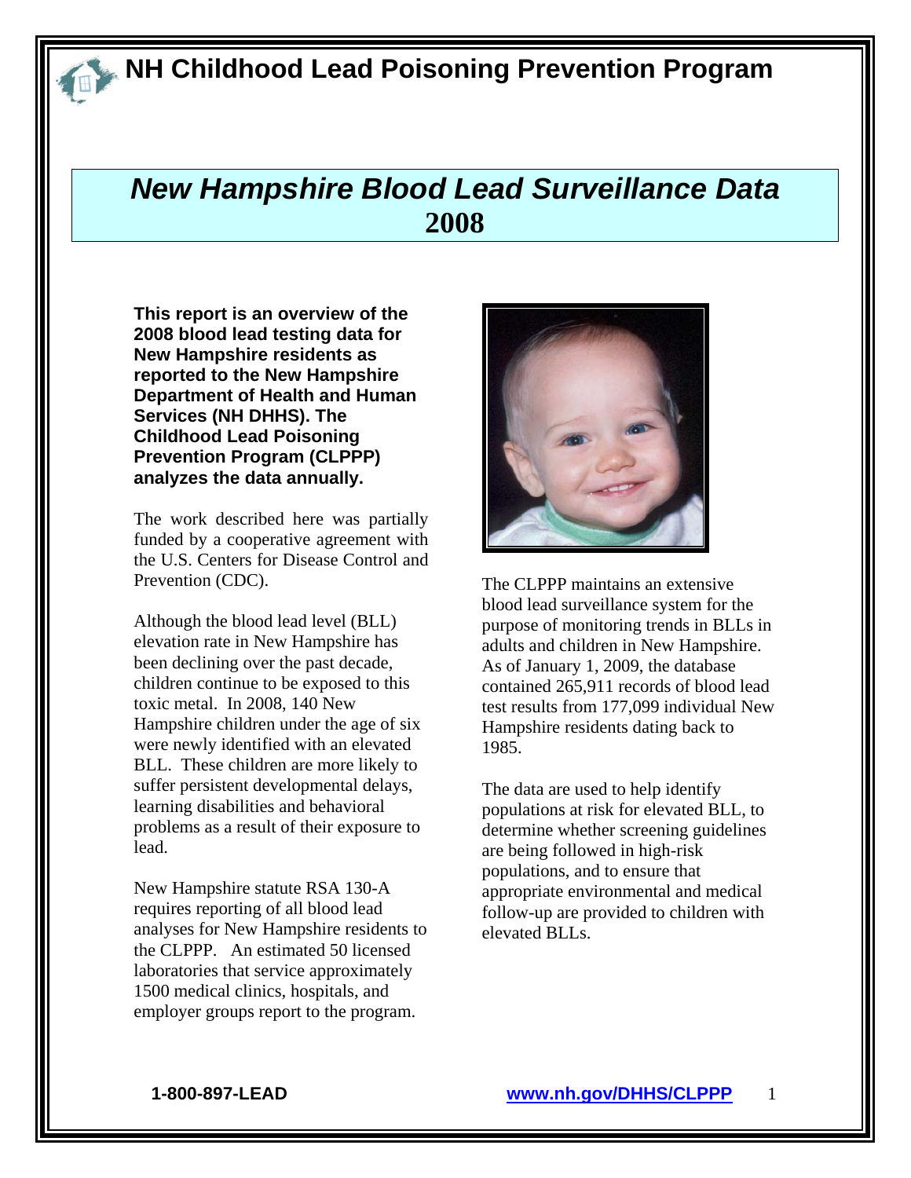# NH Childhood Lead Poisoning Prevention Program

## *New Hampshire Blood Lead Surveillance Data* 2008

**This report is an overview of the 2008 blood lead testing data for New Hampshire residents as reported to the New Hampshire Department of Health and Human Services (NH DHHS). The Childhood Lead Poisoning Prevention Program (CLPPP) analyzes the data annually.**

The work described here was partially funded by a cooperative agreement with the U.S. Centers for Disease Control and Prevention (CDC).

Although the blood lead level (BLL) elevation rate in New Hampshire has been declining over the past decade, children continue to be exposed to this toxic metal. In 2008, 140 New Hampshire children under the age of six were newly identified with an elevated BLL. These children are more likely to suffer persistent developmental delays, learning disabilities and behavioral problems as a result of their exposure to lead.

New Hampshire statute RSA 130-A requires reporting of all blood lead analyses for New Hampshire residents to the CLPPP. An estimated 50 licensed laboratories that service approximately 1500 medical clinics, hospitals, and employer groups report to the program.

The CLPPP maintains an extensive blood lead surveillance system for the purpose of monitoring trends in BLLs in adults and children in New Hampshire. As of January 1, 2009, the database contained 265,911 records of blood lead test results from 177,099 individual New Hampshire residents dating back to 1985.

The data are used to help identify populations at risk for elevated BLL, to determine whether screening guidelines are being followed in high-risk populations, and to ensure that appropriate environmental and medical follow-up are provided to children with elevated BLLs.

**1-800-897-LEAD** **www.nh.gov/DHHS/CLPPP**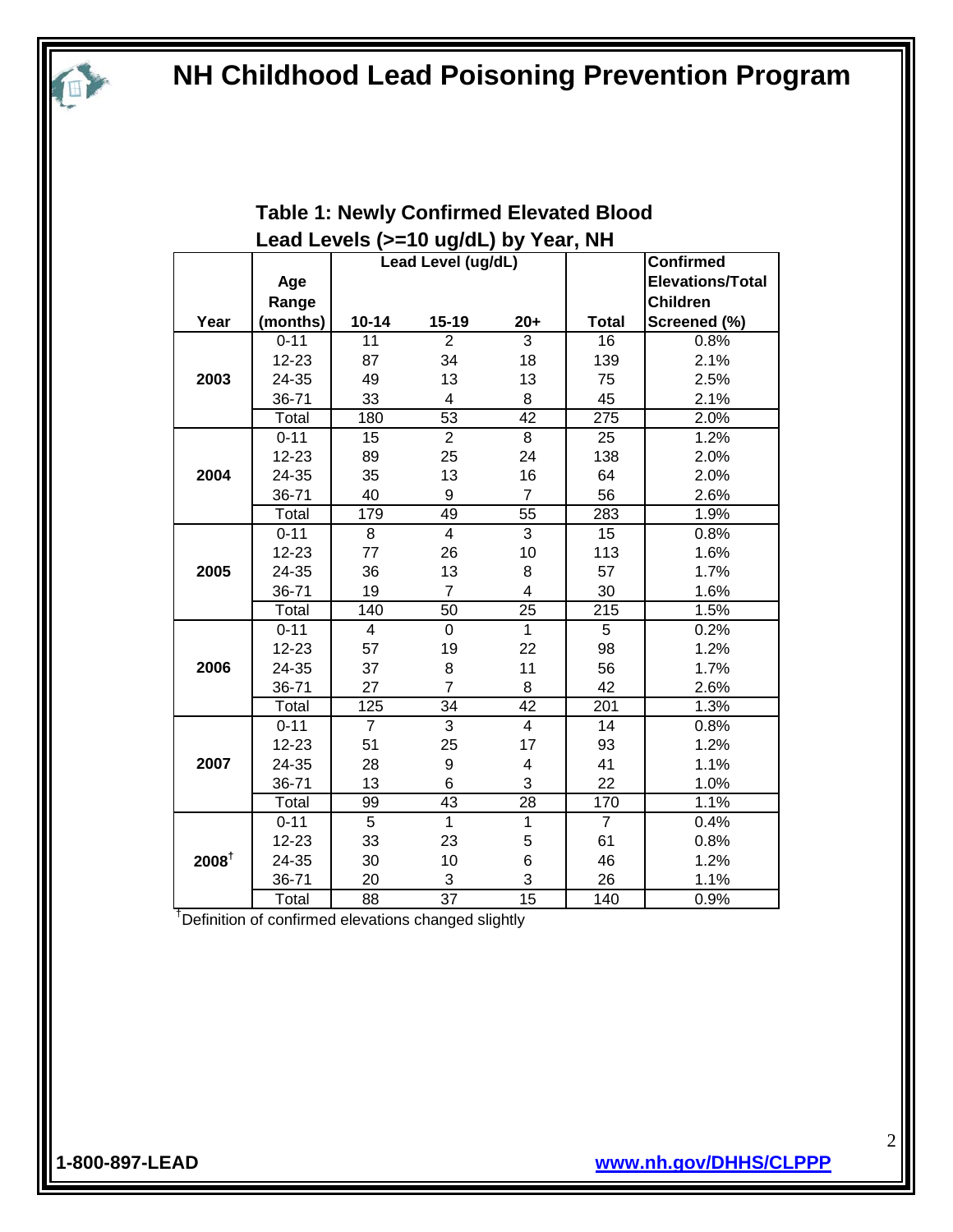# NH Childhood Lead Poisoning Prevention Program

## Table 1: Newly Confirmed Elevated Blood Lead Levels (>=10 ug/dL) by Year, NH

| Year | Age Range (months) | Lead Level (ug/dL) | | | Total | Confirmed Elevations/Total Children Screened (%) |
|---|---|---|---|---|---|---|
| | | 10-14 | 15-19 | 20+ | | |
| 2003 | 0-11 | 11 | 2 | 3 | 16 | 0.8% |
| | 12-23 | 87 | 34 | 18 | 139 | 2.1% |
| | 24-35 | 49 | 13 | 13 | 75 | 2.5% |
| | 36-71 | 33 | 4 | 8 | 45 | 2.1% |
| | Total | 180 | 53 | 42 | 275 | 2.0% |
| 2004 | 0-11 | 15 | 2 | 8 | 25 | 1.2% |
| | 12-23 | 89 | 25 | 24 | 138 | 2.0% |
| | 24-35 | 35 | 13 | 16 | 64 | 2.0% |
| | 36-71 | 40 | 9 | 7 | 56 | 2.6% |
| | Total | 179 | 49 | 55 | 283 | 1.9% |
| 2005 | 0-11 | 8 | 4 | 3 | 15 | 0.8% |
| | 12-23 | 77 | 26 | 10 | 113 | 1.6% |
| | 24-35 | 36 | 13 | 8 | 57 | 1.7% |
| | 36-71 | 19 | 7 | 4 | 30 | 1.6% |
| | Total | 140 | 50 | 25 | 215 | 1.5% |
| 2006 | 0-11 | 4 | 0 | 1 | 5 | 0.2% |
| | 12-23 | 57 | 19 | 22 | 98 | 1.2% |
| | 24-35 | 37 | 8 | 11 | 56 | 1.7% |
| | 36-71 | 27 | 7 | 8 | 42 | 2.6% |
| | Total | 125 | 34 | 42 | 201 | 1.3% |
| 2007 | 0-11 | 7 | 3 | 4 | 14 | 0.8% |
| | 12-23 | 51 | 25 | 17 | 93 | 1.2% |
| | 24-35 | 28 | 9 | 4 | 41 | 1.1% |
| | 36-71 | 13 | 6 | 3 | 22 | 1.0% |
| | Total | 99 | 43 | 28 | 170 | 1.1% |
| 2008[†] | 0-11 | 5 | 1 | 1 | 7 | 0.4% |
| | 12-23 | 33 | 23 | 5 | 61 | 0.8% |
| | 24-35 | 30 | 10 | 6 | 46 | 1.2% |
| | 36-71 | 20 | 3 | 3 | 26 | 1.1% |
| | Total | 88 | 37 | 15 | 140 | 0.9% |

[†]Definition of confirmed elevations changed slightly

**1-800-897-LEAD** **www.nh.gov/DHHS/CLPPP**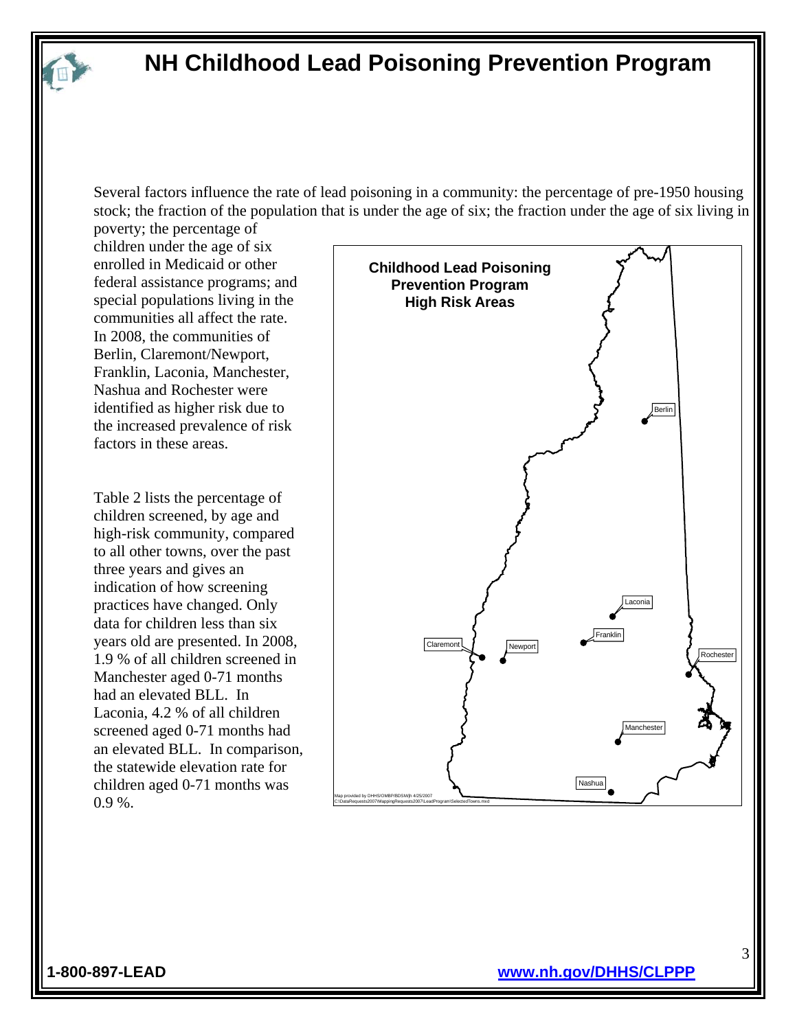# NH Childhood Lead Poisoning Prevention Program

Several factors influence the rate of lead poisoning in a community: the percentage of pre-1950 housing stock; the fraction of the population that is under the age of six; the fraction under the age of six living in poverty; the percentage of children under the age of six enrolled in Medicaid or other federal assistance programs; and special populations living in the communities all affect the rate. In 2008, the communities of Berlin, Claremont/Newport, Franklin, Laconia, Manchester, Nashua and Rochester were identified as higher risk due to the increased prevalence of risk factors in these areas.

Table 2 lists the percentage of children screened, by age and high-risk community, compared to all other towns, over the past three years and gives an indication of how screening practices have changed. Only data for children less than six years old are presented. In 2008, 1.9 % of all children screened in Manchester aged 0-71 months had an elevated BLL. In Laconia, 4.2 % of all children screened aged 0-71 months had an elevated BLL. In comparison, the statewide elevation rate for children aged 0-71 months was 0.9 %.

**Childhood Lead Poisoning Prevention Program High Risk Areas**

Berlin, Laconia, Franklin, Claremont, Newport, Rochester, Manchester, Nashua

Map provided by DHHS/OMBP/BDSM/jh 4/25/2007
C:\DataRequests2007\MappingRequests2007\LeadProgram\SelectedTowns.mxd

1-800-897-LEAD

www.nh.gov/DHHS/CLPPP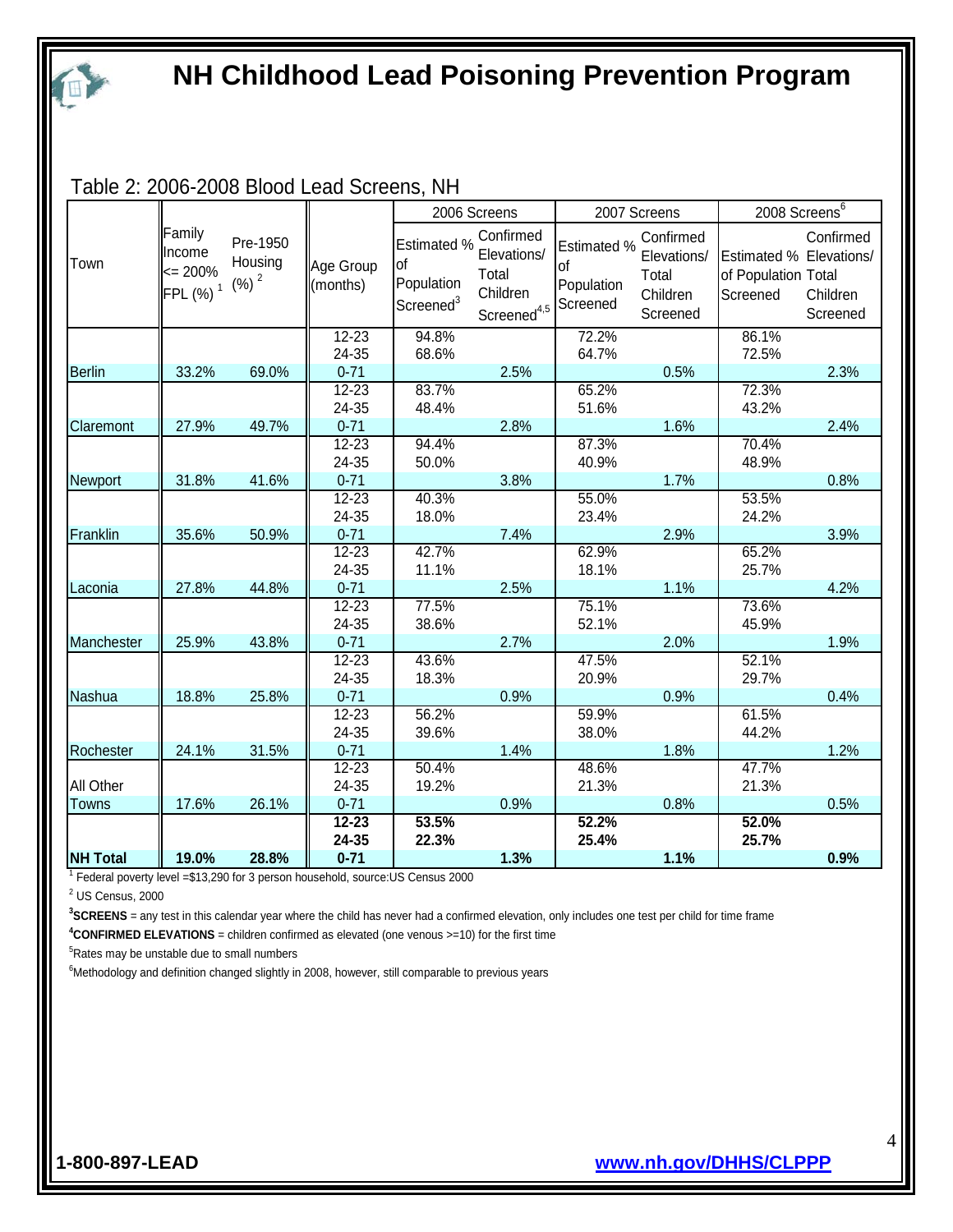# NH Childhood Lead Poisoning Prevention Program

Table 2: 2006-2008 Blood Lead Screens, NH

| Town | Family Income <= 200% FPL (%) [1] | Pre-1950 Housing (%) [2] | Age Group (months) | 2006 Screens: Estimated % of Population Screened[3] | 2006 Screens: Confirmed Elevations/ Total Children Screened[4,5] | 2007 Screens: Estimated % of Population Screened | 2007 Screens: Confirmed Elevations/ Total Children Screened | 2008 Screens[6]: Estimated % of Population Screened | 2008 Screens[6]: Confirmed Elevations/ Total Children Screened |
|---|---|---|---|---|---|---|---|---|---|
| | | | 12-23 | 94.8% | | 72.2% | | 86.1% | |
| | | | 24-35 | 68.6% | | 64.7% | | 72.5% | |
| Berlin | 33.2% | 69.0% | 0-71 | | 2.5% | | 0.5% | | 2.3% |
| | | | 12-23 | 83.7% | | 65.2% | | 72.3% | |
| | | | 24-35 | 48.4% | | 51.6% | | 43.2% | |
| Claremont | 27.9% | 49.7% | 0-71 | | 2.8% | | 1.6% | | 2.4% |
| | | | 12-23 | 94.4% | | 87.3% | | 70.4% | |
| | | | 24-35 | 50.0% | | 40.9% | | 48.9% | |
| Newport | 31.8% | 41.6% | 0-71 | | 3.8% | | 1.7% | | 0.8% |
| | | | 12-23 | 40.3% | | 55.0% | | 53.5% | |
| | | | 24-35 | 18.0% | | 23.4% | | 24.2% | |
| Franklin | 35.6% | 50.9% | 0-71 | | 7.4% | | 2.9% | | 3.9% |
| | | | 12-23 | 42.7% | | 62.9% | | 65.2% | |
| | | | 24-35 | 11.1% | | 18.1% | | 25.7% | |
| Laconia | 27.8% | 44.8% | 0-71 | | 2.5% | | 1.1% | | 4.2% |
| | | | 12-23 | 77.5% | | 75.1% | | 73.6% | |
| | | | 24-35 | 38.6% | | 52.1% | | 45.9% | |
| Manchester | 25.9% | 43.8% | 0-71 | | 2.7% | | 2.0% | | 1.9% |
| | | | 12-23 | 43.6% | | 47.5% | | 52.1% | |
| | | | 24-35 | 18.3% | | 20.9% | | 29.7% | |
| Nashua | 18.8% | 25.8% | 0-71 | | 0.9% | | 0.9% | | 0.4% |
| | | | 12-23 | 56.2% | | 59.9% | | 61.5% | |
| | | | 24-35 | 39.6% | | 38.0% | | 44.2% | |
| Rochester | 24.1% | 31.5% | 0-71 | | 1.4% | | 1.8% | | 1.2% |
| | | | 12-23 | 50.4% | | 48.6% | | 47.7% | |
| | | | 24-35 | 19.2% | | 21.3% | | 21.3% | |
| All Other Towns | 17.6% | 26.1% | 0-71 | | 0.9% | | 0.8% | | 0.5% |
| | | | **12-23** | **53.5%** | | **52.2%** | | **52.0%** | |
| | | | **24-35** | **22.3%** | | **25.4%** | | **25.7%** | |
| **NH Total** | **19.0%** | **28.8%** | **0-71** | | **1.3%** | | **1.1%** | | **0.9%** |

[1] Federal poverty level =$13,290 for 3 person household, source:US Census 2000

[2] US Census, 2000

[3]**SCREENS** = any test in this calendar year where the child has never had a confirmed elevation, only includes one test per child for time frame

[4]**CONFIRMED ELEVATIONS** = children confirmed as elevated (one venous >=10) for the first time

[5]Rates may be unstable due to small numbers

[6]Methodology and definition changed slightly in 2008, however, still comparable to previous years

1-800-897-LEAD

www.nh.gov/DHHS/CLPPP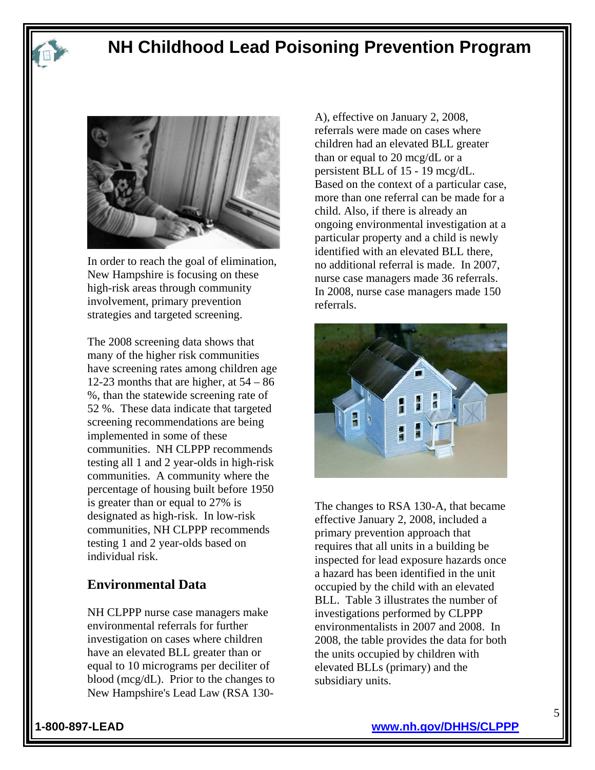In order to reach the goal of elimination, New Hampshire is focusing on these high-risk areas through community involvement, primary prevention strategies and targeted screening.

The 2008 screening data shows that many of the higher risk communities have screening rates among children age 12-23 months that are higher, at 54 – 86 %, than the statewide screening rate of 52 %. These data indicate that targeted screening recommendations are being implemented in some of these communities. NH CLPPP recommends testing all 1 and 2 year-olds in high-risk communities. A community where the percentage of housing built before 1950 is greater than or equal to 27% is designated as high-risk. In low-risk communities, NH CLPPP recommends testing 1 and 2 year-olds based on individual risk.

## Environmental Data

NH CLPPP nurse case managers make environmental referrals for further investigation on cases where children have an elevated BLL greater than or equal to 10 micrograms per deciliter of blood (mcg/dL). Prior to the changes to New Hampshire's Lead Law (RSA 130-A), effective on January 2, 2008, referrals were made on cases where children had an elevated BLL greater than or equal to 20 mcg/dL or a persistent BLL of 15 - 19 mcg/dL. Based on the context of a particular case, more than one referral can be made for a child. Also, if there is already an ongoing environmental investigation at a particular property and a child is newly identified with an elevated BLL there, no additional referral is made. In 2007, nurse case managers made 36 referrals. In 2008, nurse case managers made 150 referrals.

The changes to RSA 130-A, that became effective January 2, 2008, included a primary prevention approach that requires that all units in a building be inspected for lead exposure hazards once a hazard has been identified in the unit occupied by the child with an elevated BLL. Table 3 illustrates the number of investigations performed by CLPPP environmentalists in 2007 and 2008. In 2008, the table provides the data for both the units occupied by children with elevated BLLs (primary) and the subsidiary units.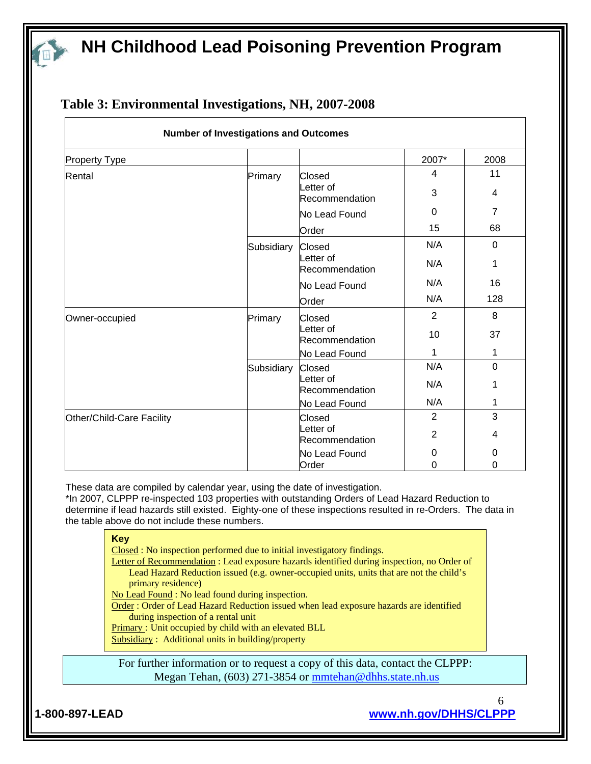# NH Childhood Lead Poisoning Prevention Program

## Table 3: Environmental Investigations, NH, 2007-2008

| Number of Investigations and Outcomes | | | | |
|---|---|---|---|---|
| Property Type | | | 2007* | 2008 |
| Rental | Primary | Closed | 4 | 11 |
| | | Letter of Recommendation | 3 | 4 |
| | | No Lead Found | 0 | 7 |
| | | Order | 15 | 68 |
| | Subsidiary | Closed | N/A | 0 |
| | | Letter of Recommendation | N/A | 1 |
| | | No Lead Found | N/A | 16 |
| | | Order | N/A | 128 |
| Owner-occupied | Primary | Closed | 2 | 8 |
| | | Letter of Recommendation | 10 | 37 |
| | | No Lead Found | 1 | 1 |
| | Subsidiary | Closed | N/A | 0 |
| | | Letter of Recommendation | N/A | 1 |
| | | No Lead Found | N/A | 1 |
| Other/Child-Care Facility | | Closed | 2 | 3 |
| | | Letter of Recommendation | 2 | 4 |
| | | No Lead Found | 0 | 0 |
| | | Order | 0 | 0 |

These data are compiled by calendar year, using the date of investigation.
*In 2007, CLPPP re-inspected 103 properties with outstanding Orders of Lead Hazard Reduction to determine if lead hazards still existed. Eighty-one of these inspections resulted in re-Orders. The data in the table above do not include these numbers.

**Key**

Closed : No inspection performed due to initial investigatory findings.
Letter of Recommendation : Lead exposure hazards identified during inspection, no Order of Lead Hazard Reduction issued (e.g. owner-occupied units, units that are not the child's primary residence)
No Lead Found : No lead found during inspection.
Order : Order of Lead Hazard Reduction issued when lead exposure hazards are identified during inspection of a rental unit
Primary : Unit occupied by child with an elevated BLL
Subsidiary : Additional units in building/property

For further information or to request a copy of this data, contact the CLPPP:
Megan Tehan, (603) 271-3854 or mmtehan@dhhs.state.nh.us

1-800-897-LEAD

www.nh.gov/DHHS/CLPPP